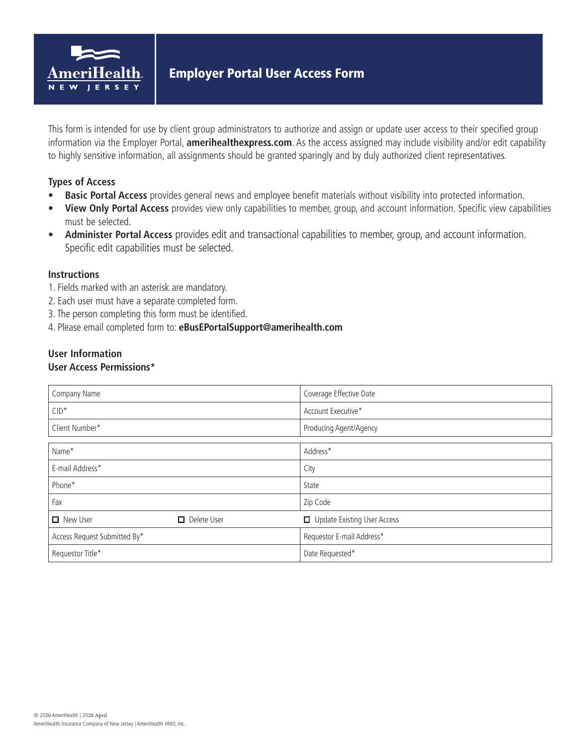# Employer Portal User Access Form

This form is intended for use by client group administrators to authorize and assign or update user access to their specified group information via the Employer Portal, **amerihealthexpress.com**. As the access assigned may include visibility and/or edit capability to highly sensitive information, all assignments should be granted sparingly and by duly authorized client representatives.

## Types of Access

- **Basic Portal Access** provides general news and employee benefit materials without visibility into protected information.
- **View Only Portal Access** provides view only capabilities to member, group, and account information. Specific view capabilities must be selected.
- **Administer Portal Access** provides edit and transactional capabilities to member, group, and account information. Specific edit capabilities must be selected.

## Instructions

1. Fields marked with an asterisk are mandatory.
2. Each user must have a separate completed form.
3. The person completing this form must be identified.
4. Please email completed form to: **eBusEPortalSupport@amerihealth.com**

## User Information

## User Access Permissions*

| | |
|---|---|
| Company Name | Coverage Effective Date |
| CID* | Account Executive* |
| Client Number* | Producing Agent/Agency |

| | | |
|---|---|---|
| Name* | | Address* |
| E-mail Address* | | City |
| Phone* | | State |
| Fax | | Zip Code |
| ☐ New User | ☐ Delete User | ☐ Update Existing User Access |
| Access Request Submitted By* | | Requestor E-mail Address* |
| Requestor Title* | | Date Requested* |

© 2020 AmeriHealth | 2020 April
AmeriHealth Insurance Company of New Jersey | AmeriHealth HMO, Inc.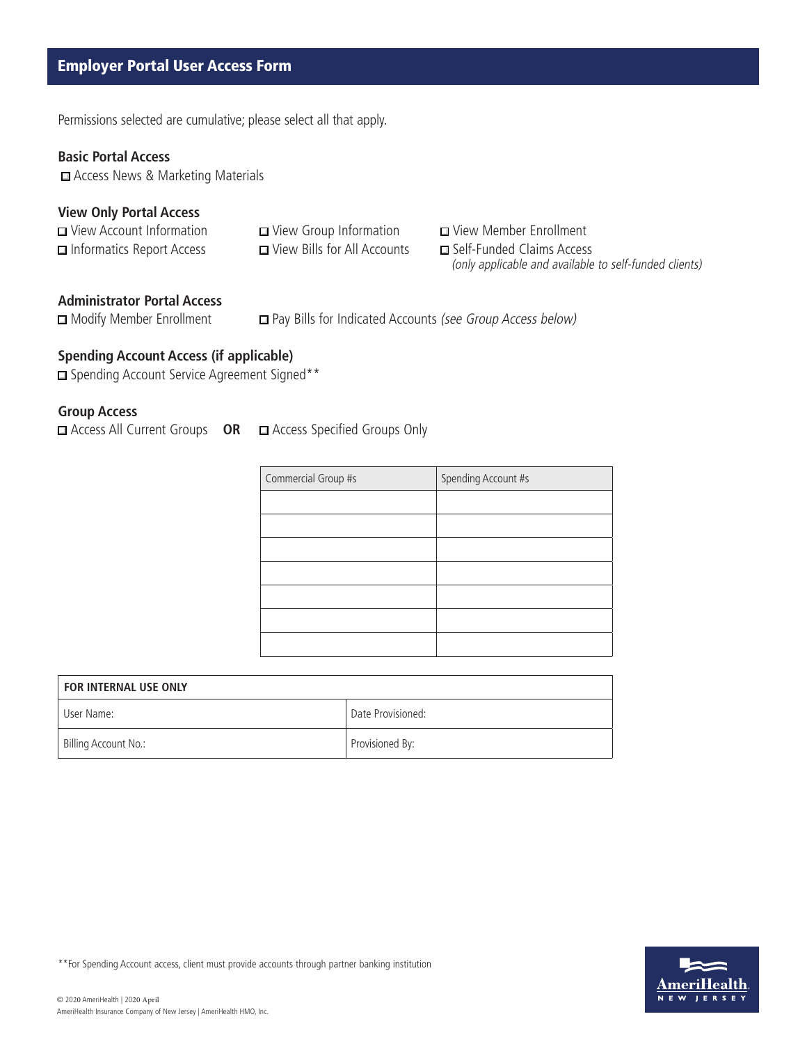## Employer Portal User Access Form

Permissions selected are cumulative; please select all that apply.

**Basic Portal Access**

☐ Access News & Marketing Materials

**View Only Portal Access**

☐ View Account Information
☐ Informatics Report Access
☐ View Group Information
☐ View Bills for All Accounts
☐ View Member Enrollment
☐ Self-Funded Claims Access *(only applicable and available to self-funded clients)*

**Administrator Portal Access**

☐ Modify Member Enrollment
☐ Pay Bills for Indicated Accounts *(see Group Access below)*

**Spending Account Access (if applicable)**

☐ Spending Account Service Agreement Signed**

**Group Access**

☐ Access All Current Groups **OR** ☐ Access Specified Groups Only

| Commercial Group #s | Spending Account #s |
|---|---|
| | |
| | |
| | |
| | |
| | |
| | |
| | |

| FOR INTERNAL USE ONLY | |
|---|---|
| User Name: | Date Provisioned: |
| Billing Account No.: | Provisioned By: |

**For Spending Account access, client must provide accounts through partner banking institution

© 2020 AmeriHealth | 2020 April
AmeriHealth Insurance Company of New Jersey | AmeriHealth HMO, Inc.